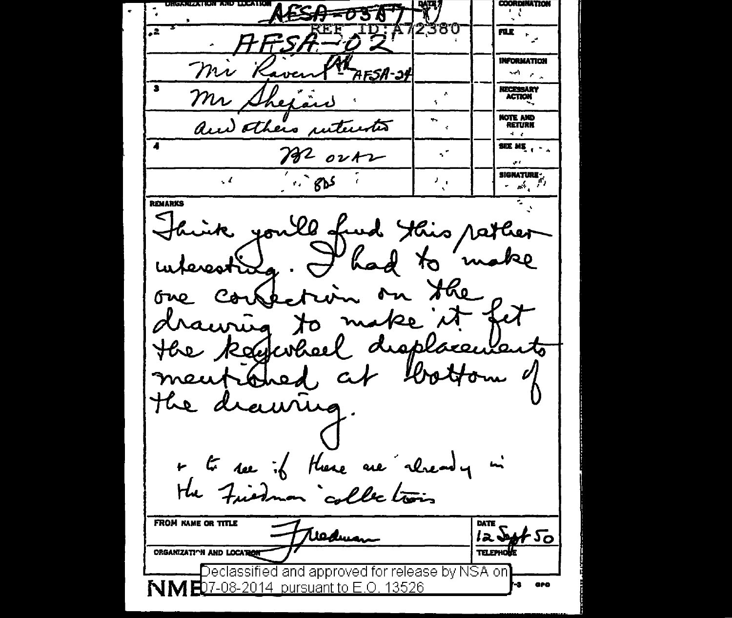REF ID:A72380

| ORGANIZATION AND LOCATION | DATE | | |
|---|---|---|---|
| ~~AFSA-03~~ | | | COORDINATION |
| 2 AFSA-02 | | | FILE |
| Mr Rowlett AFSA-24 | | | INFORMATION |
| 3 Mr Shepard | | | NECESSARY ACTION |
| and others interested | | | NOTE AND RETURN |
| 4 [initials] 02A2 | | | SEE ME |
| BDS | | | SIGNATURE |

REMARKS

Think you'll find this rather interesting. I had to make one correction on the drawing to make it fit the keywheel displacements mentioned at bottom of the drawing.

+ to see if these are already in the Friedman collection

| FROM NAME OR TITLE | DATE |
|---|---|
| Friedman | 12 Sept 50 |
| ORGANIZATION AND LOCATION | TELEPHONE |

Declassified and approved for release by NSA on 07-08-2014 pursuant to E.O. 13526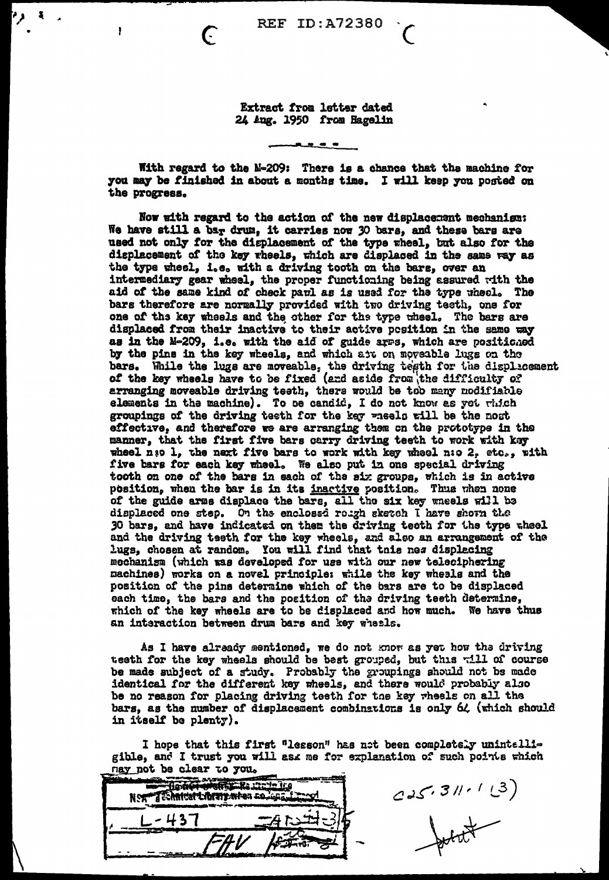Extract from letter dated
24 Aug. 1950 from Hagelin

---

With regard to the M-209: There is a chance that the machine for you may be finished in about a months time. I will keep you posted on the progress.

Now with regard to the action of the new displacement mechanism: We have still a bar drum, it carries now 30 bars, and these bars are used not only for the displacement of the type wheel, but also for the displacement of the key wheels, which are displaced in the same way as the type wheel, i.e. with a driving tooth on the bars, over an intermediary gear wheel, the proper functioning being assured with the aid of the same kind of check pawl as is used for the type wheel. The bars therefore are normally provided with two driving teeth, one for one of the key wheels and the other for the type wheel. The bars are displaced from their inactive to their active position in the same way as in the M-209, i.e. with the aid of guide arms, which are positioned by the pins in the key wheels, and which act on moveable lugs on the bars. While the lugs are moveable, the driving teeth for the displacement of the key wheels have to be fixed (and aside from the difficulty of arranging moveable driving teeth, there would be too many modifiable elements in the machine). To be candid, I do not know as yet which groupings of the driving teeth for the key wheels will be the most effective, and therefore we are arranging them on the prototype in the manner, that the first five bars carry driving teeth to work with key wheel n:o 1, the next five bars to work with key wheel n:o 2, etc., with five bars for each key wheel. We also put in one special driving tooth on one of the bars in each of the six groups, which is in active position, when the bar is in its <u>inactive</u> position. Thus when none of the guide arms displace the bars, all the six key wheels will be displaced one step. On the enclosed rough sketch I have shown the 30 bars, and have indicated on them the driving teeth for the type wheel and the driving teeth for the key wheels, and also an arrangement of the lugs, chosen at random. You will find that this new displacing mechanism (which was developed for use with our new teleciphering machines) works on a novel principle: while the key wheels and the position of the pins determine which of the bars are to be displaced each time, the bars and the position of the driving teeth determine, which of the key wheels are to be displaced and how much. We have thus an interaction between drum bars and key wheels.

As I have already mentioned, we do not know as yet how the driving teeth for the key wheels should be best grouped, but this will of course be made subject of a study. Probably the groupings should not be made identical for the different key wheels, and there would probably also be no reason for placing driving teeth for the key wheels on all the bars, as the number of displacement combinations is only 64 (which should in itself be plenty).

I hope that this first "lesson" has not been completely unintelligible, and I trust you will ask me for explanation of such points which may not be clear to you.

L-437

025.311.1 (3)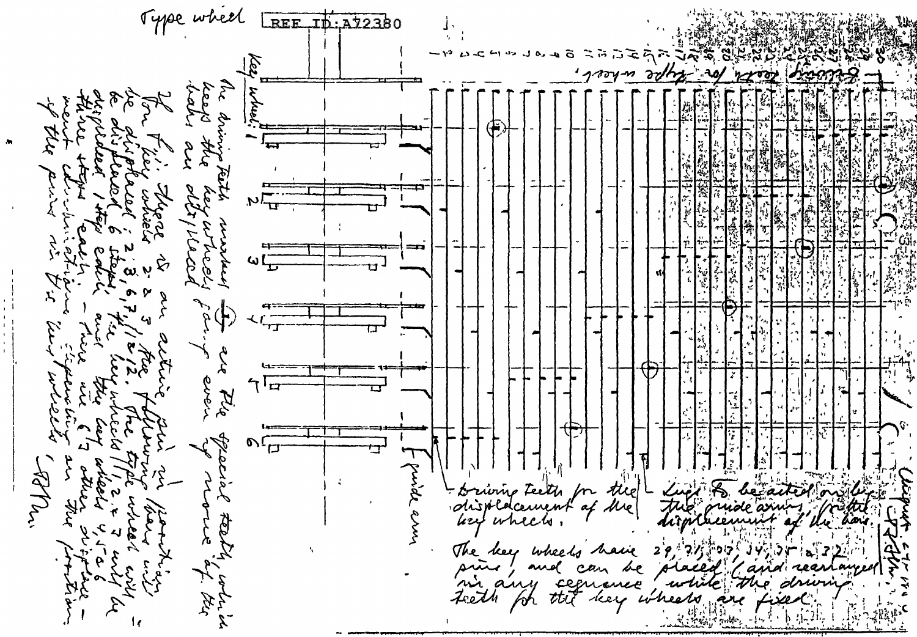Type wheel REF ID:A72380

Key wheel: 1

2

3

4

5

6

guide arm

Driving teeth for type wheel.

1 2 3 4 5 6 7 8 9 10 11 12 13 14 15 16 17 18 19 20 21 22 23 24 25 26 27 28 29 30

Output: 27 Print.

Driving teeth for the displacement of the key wheels.

Lugs to be acted on by the guide arms, for the displacement of the bars.

The key wheels have 29, 31, 33, 34, 35 & 37 pins, and can be placed (and rearranged) in any sequence while the driving teeth for the key wheels are fixed.

The driving teeth marked (⊥) are the special teeth, which keep the key wheels fixed even if none of the bars are displaced.

If f.i. there is an active pin in position for key wheels 2 & 3 the following bars will be displaced; 2, 3, 6, 7, 11 & 12. The type wheel will be displaced 6 steps, the key wheels 1, 2 & 3 will be displaced 1 step each and the key wheels 4, 5 & 6 three steps each. There are 6 x 7 other displacement combinations depending on the position of the pins in the key wheels.

BH.